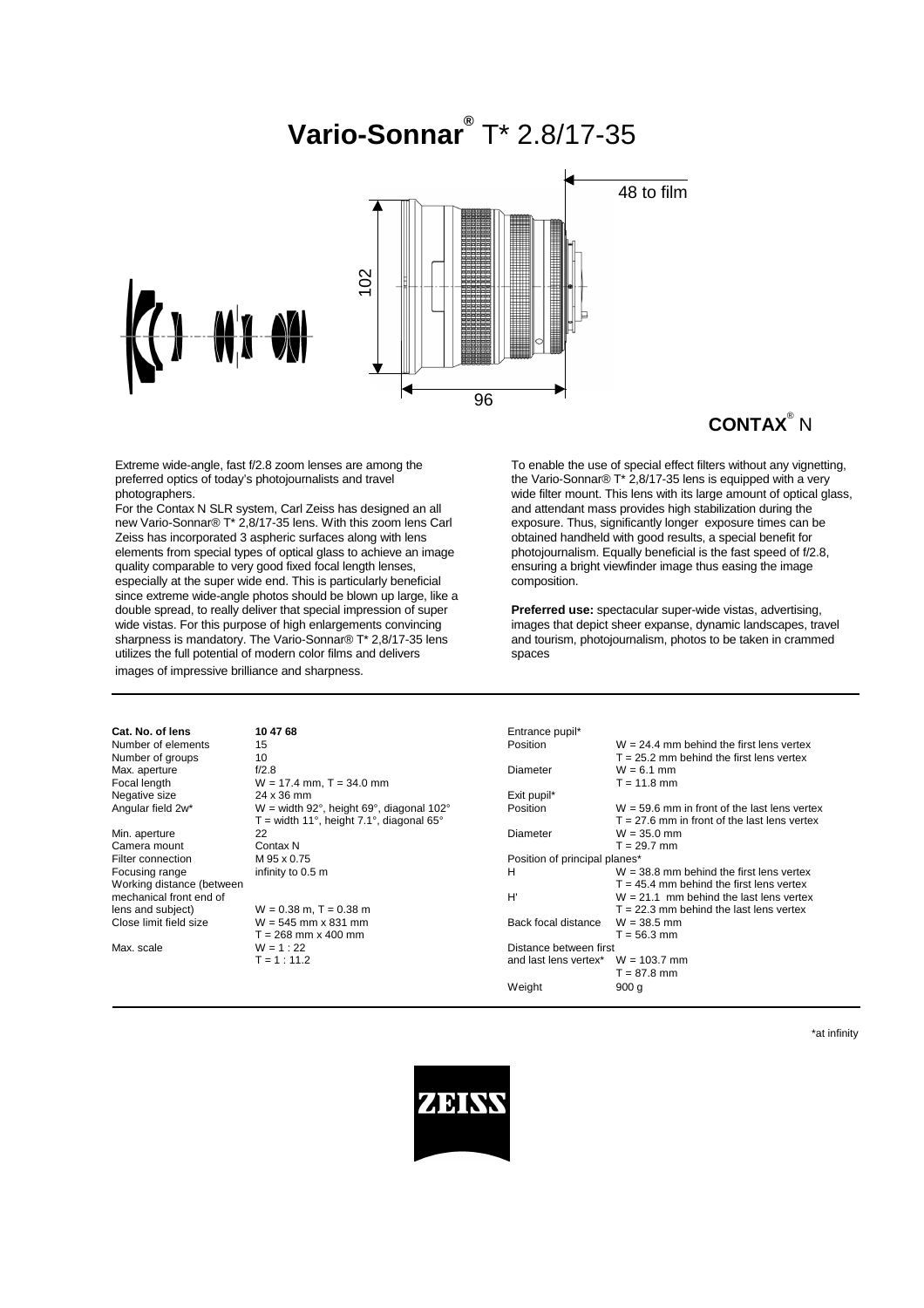# Vario-Sonnar® T* 2.8/17-35

48 to film

102

96

**CONTAX® N**

Extreme wide-angle, fast f/2.8 zoom lenses are among the preferred optics of today's photojournalists and travel photographers.
For the Contax N SLR system, Carl Zeiss has designed an all new Vario-Sonnar® T* 2,8/17-35 lens. With this zoom lens Carl Zeiss has incorporated 3 aspheric surfaces along with lens elements from special types of optical glass to achieve an image quality comparable to very good fixed focal length lenses, especially at the super wide end. This is particularly beneficial since extreme wide-angle photos should be blown up large, like a double spread, to really deliver that special impression of super wide vistas. For this purpose of high enlargements convincing sharpness is mandatory. The Vario-Sonnar® T* 2,8/17-35 lens utilizes the full potential of modern color films and delivers images of impressive brilliance and sharpness.

To enable the use of special effect filters without any vignetting, the Vario-Sonnar® T* 2,8/17-35 lens is equipped with a very wide filter mount. This lens with its large amount of optical glass, and attendant mass provides high stabilization during the exposure. Thus, significantly longer exposure times can be obtained handheld with good results, a special benefit for photojournalism. Equally beneficial is the fast speed of f/2.8, ensuring a bright viewfinder image thus easing the image composition.

**Preferred use:** spectacular super-wide vistas, advertising, images that depict sheer expanse, dynamic landscapes, travel and tourism, photojournalism, photos to be taken in crammed spaces

| | |
|---|---|
| **Cat. No. of lens** | **10 47 68** |
| Number of elements | 15 |
| Number of groups | 10 |
| Max. aperture | f/2.8 |
| Focal length | W = 17.4 mm, T = 34.0 mm |
| Negative size | 24 x 36 mm |
| Angular field 2w* | W = width 92°, height 69°, diagonal 102°<br>T = width 11°, height 7.1°, diagonal 65° |
| Min. aperture | 22 |
| Camera mount | Contax N |
| Filter connection | M 95 x 0.75 |
| Focusing range | infinity to 0.5 m |
| Working distance (between mechanical front end of lens and subject) | W = 0.38 m, T = 0.38 m |
| Close limit field size | W = 545 mm x 831 mm<br>T = 268 mm x 400 mm |
| Max. scale | W = 1 : 22<br>T = 1 : 11.2 |

| | |
|---|---|
| Entrance pupil* | |
| Position | W = 24.4 mm behind the first lens vertex<br>T = 25.2 mm behind the first lens vertex |
| Diameter | W = 6.1 mm<br>T = 11.8 mm |
| Exit pupil* | |
| Position | W = 59.6 mm in front of the last lens vertex<br>T = 27.6 mm in front of the last lens vertex |
| Diameter | W = 35.0 mm<br>T = 29.7 mm |
| Position of principal planes* | |
| H | W = 38.8 mm behind the first lens vertex<br>T = 45.4 mm behind the first lens vertex |
| H' | W = 21.1 mm behind the last lens vertex<br>T = 22.3 mm behind the last lens vertex |
| Back focal distance | W = 38.5 mm<br>T = 56.3 mm |
| Distance between first and last lens vertex* | W = 103.7 mm<br>T = 87.8 mm |
| Weight | 900 g |

*at infinity

ZEISS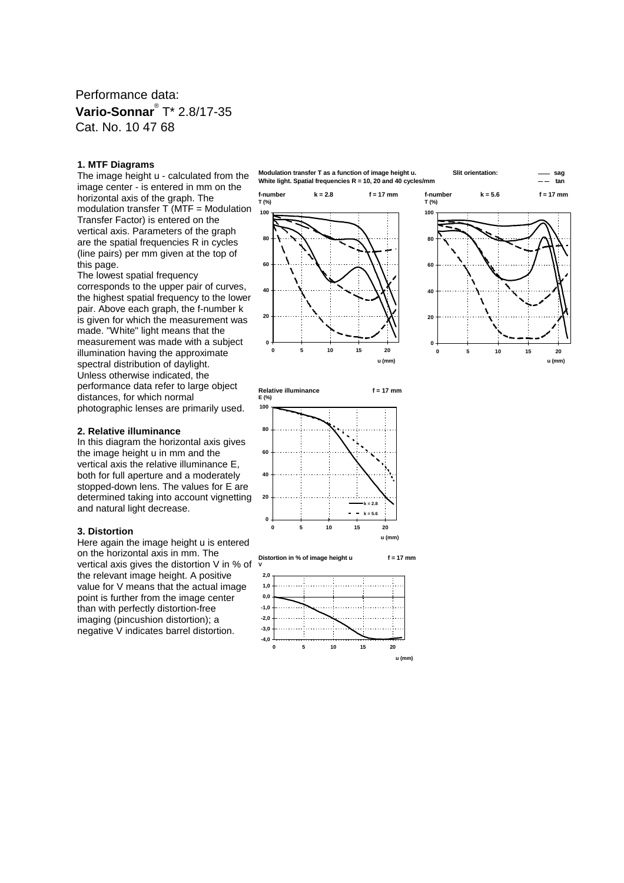Performance data:

**Vario-Sonnar**® T* 2.8/17-35

Cat. No. 10 47 68

### 1. MTF Diagrams

The image height u - calculated from the image center - is entered in mm on the horizontal axis of the graph. The modulation transfer T (MTF = Modulation Transfer Factor) is entered on the vertical axis. Parameters of the graph are the spatial frequencies R in cycles (line pairs) per mm given at the top of this page.

The lowest spatial frequency corresponds to the upper pair of curves, the highest spatial frequency to the lower pair. Above each graph, the f-number k is given for which the measurement was made. "White" light means that the measurement was made with a subject illumination having the approximate spectral distribution of daylight.

Unless otherwise indicated, the performance data refer to large object distances, for which normal photographic lenses are primarily used.

### 2. Relative illuminance

In this diagram the horizontal axis gives the image height u in mm and the vertical axis the relative illuminance E, both for full aperture and a moderately stopped-down lens. The values for E are determined taking into account vignetting and natural light decrease.

### 3. Distortion

Here again the image height u is entered on the horizontal axis in mm. The vertical axis gives the distortion V in % of the relevant image height. A positive value for V means that the actual image point is further from the image center than with perfectly distortion-free imaging (pincushion distortion); a negative V indicates barrel distortion.

**Modulation transfer T as a function of image height u.**
**White light. Spatial frequencies R = 10, 20 and 40 cycles/mm**

**Slit orientation:** —— sag, – – tan

**f-number k = 2.8 f = 17 mm**

**f-number k = 5.6 f = 17 mm**

**Relative illuminance f = 17 mm**

**Distortion in % of image height u f = 17 mm**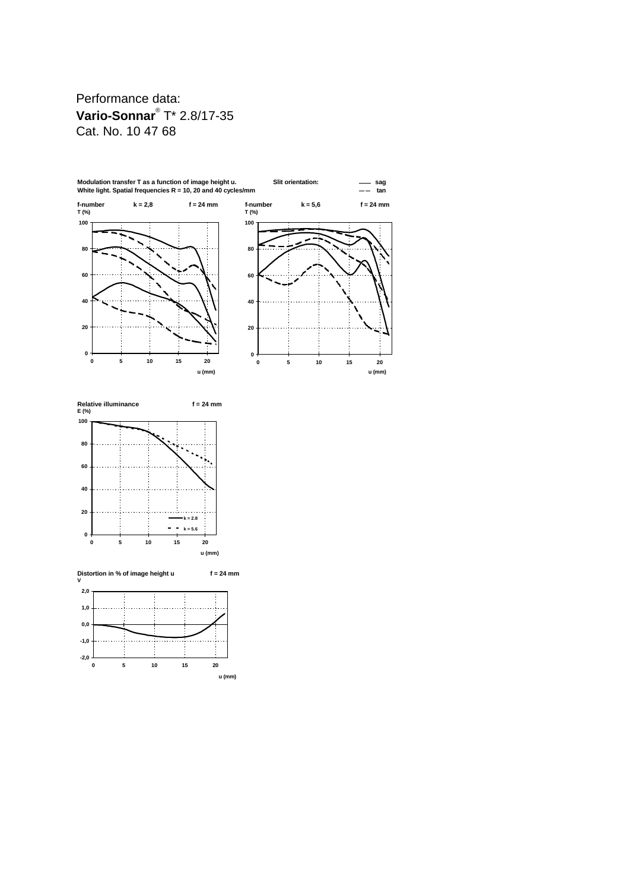Performance data:

**Vario-Sonnar**® T* 2.8/17-35

Cat. No. 10 47 68

Modulation transfer T as a function of image height u.
White light. Spatial frequencies R = 10, 20 and 40 cycles/mm

Slit orientation: —— sag, – – tan

f-number k = 2,8 f = 24 mm

f-number k = 5,6 f = 24 mm

Relative illuminance f = 24 mm

Distortion in % of image height u f = 24 mm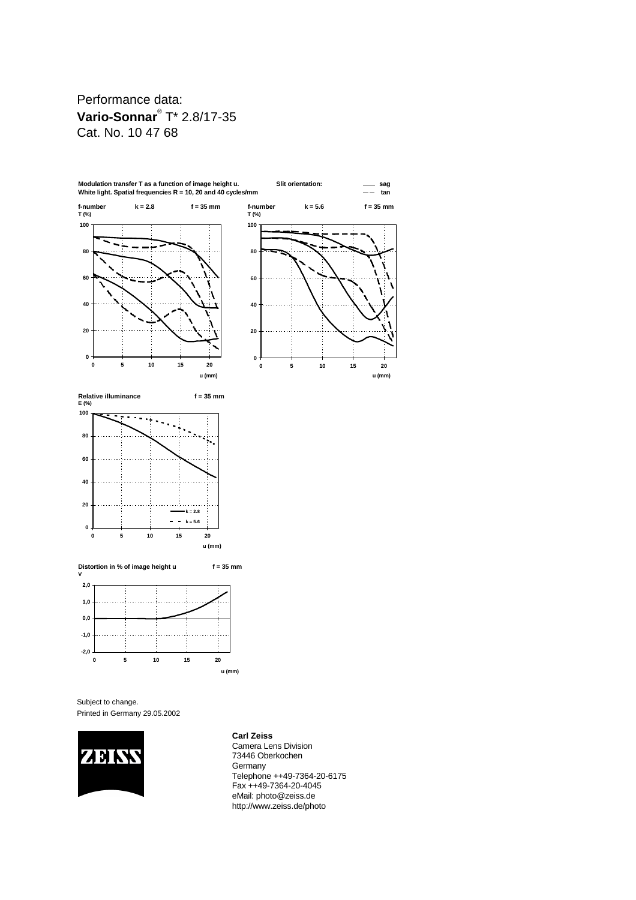Performance data:

**Vario-Sonnar**® T* 2.8/17-35

Cat. No. 10 47 68

**Modulation transfer T as a function of image height u.**
**White light. Spatial frequencies R = 10, 20 and 40 cycles/mm**

**Slit orientation:** —— sag  – – tan

**f-number** **k = 2.8** **f = 35 mm**
**T (%)**
100
80
60
40
20
0
0 5 10 15 20
**u (mm)**

**f-number** **k = 5.6** **f = 35 mm**
**T (%)**
100
80
60
40
20
0
0 5 10 15 20
**u (mm)**

**Relative illuminance** **f = 35 mm**
**E (%)**
100
80
60
40
20
0
0 5 10 15 20
**u (mm)**
k = 2.8
k = 5.6

**Distortion in % of image height u** **f = 35 mm**
**V**
2,0
1,0
0,0
-1,0
-2,0
0 5 10 15 20
**u (mm)**

Subject to change.
Printed in Germany 29.05.2002

ZEISS

**Carl Zeiss**
Camera Lens Division
73446 Oberkochen
Germany
Telephone ++49-7364-20-6175
Fax ++49-7364-20-4045
eMail: photo@zeiss.de
http://www.zeiss.de/photo